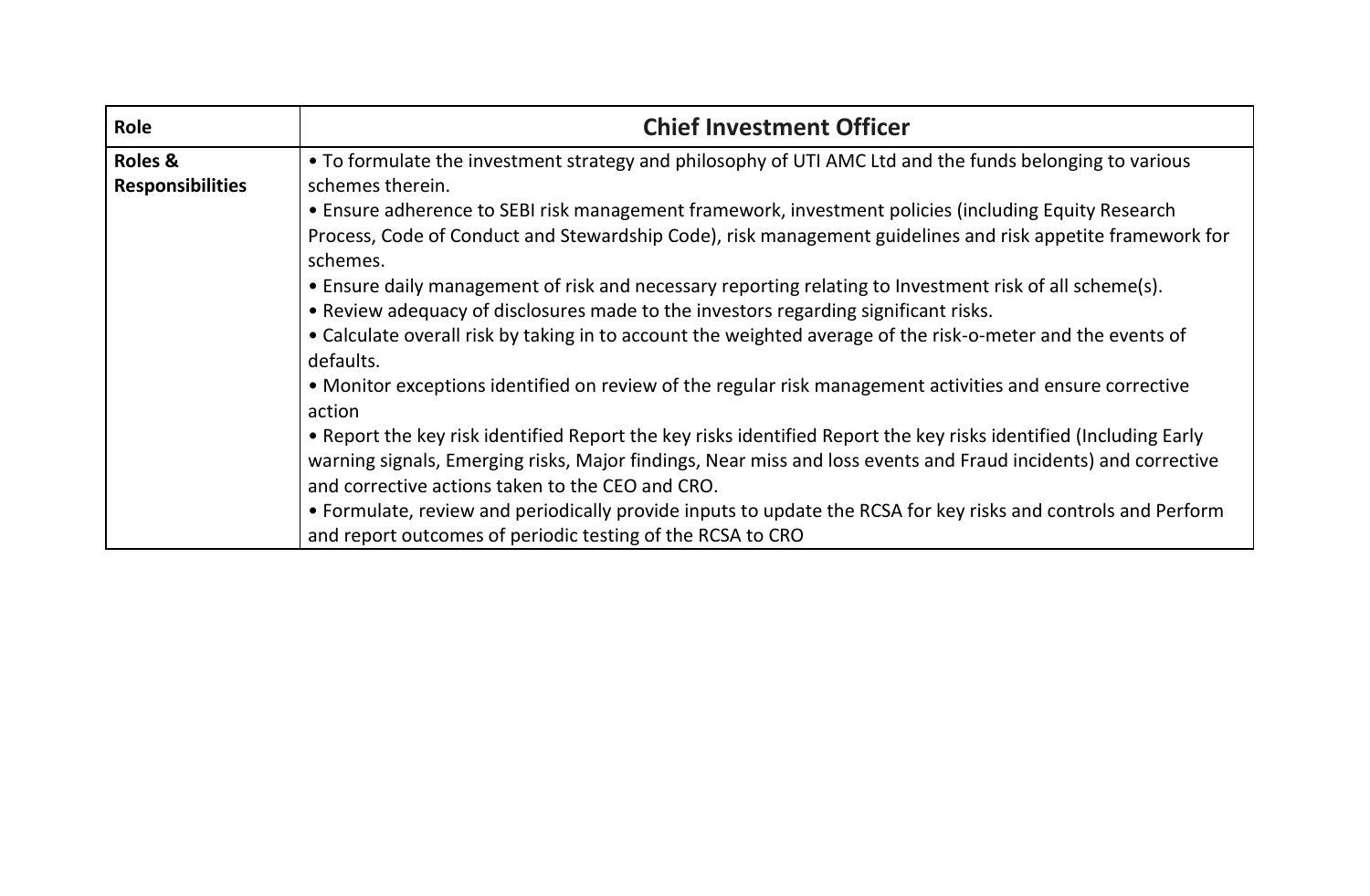| Role | Chief Investment Officer |
| --- | --- |
| Roles & Responsibilities | • To formulate the investment strategy and philosophy of UTI AMC Ltd and the funds belonging to various schemes therein.<br>• Ensure adherence to SEBI risk management framework, investment policies (including Equity Research Process, Code of Conduct and Stewardship Code), risk management guidelines and risk appetite framework for schemes.<br>• Ensure daily management of risk and necessary reporting relating to Investment risk of all scheme(s).<br>• Review adequacy of disclosures made to the investors regarding significant risks.<br>• Calculate overall risk by taking in to account the weighted average of the risk-o-meter and the events of defaults.<br>• Monitor exceptions identified on review of the regular risk management activities and ensure corrective action<br>• Report the key risk identified Report the key risks identified Report the key risks identified (Including Early warning signals, Emerging risks, Major findings, Near miss and loss events and Fraud incidents) and corrective and corrective actions taken to the CEO and CRO.<br>• Formulate, review and periodically provide inputs to update the RCSA for key risks and controls and Perform and report outcomes of periodic testing of the RCSA to CRO |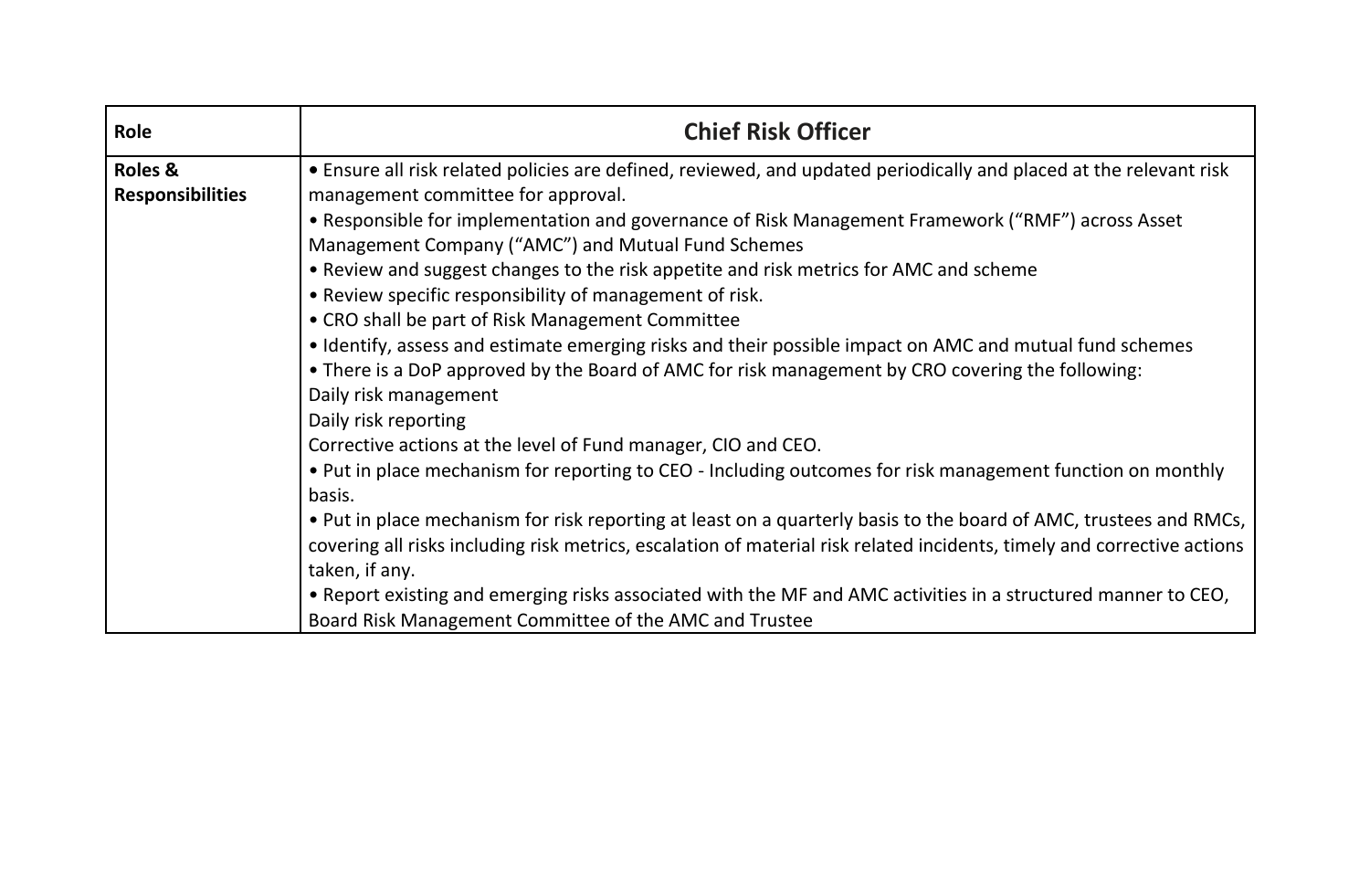| Role | Chief Risk Officer |
|---|---|
| Roles & Responsibilities | • Ensure all risk related policies are defined, reviewed, and updated periodically and placed at the relevant risk management committee for approval.<br>• Responsible for implementation and governance of Risk Management Framework ("RMF") across Asset Management Company ("AMC") and Mutual Fund Schemes<br>• Review and suggest changes to the risk appetite and risk metrics for AMC and scheme<br>• Review specific responsibility of management of risk.<br>• CRO shall be part of Risk Management Committee<br>• Identify, assess and estimate emerging risks and their possible impact on AMC and mutual fund schemes<br>• There is a DoP approved by the Board of AMC for risk management by CRO covering the following:<br>Daily risk management<br>Daily risk reporting<br>Corrective actions at the level of Fund manager, CIO and CEO.<br>• Put in place mechanism for reporting to CEO - Including outcomes for risk management function on monthly basis.<br>• Put in place mechanism for risk reporting at least on a quarterly basis to the board of AMC, trustees and RMCs, covering all risks including risk metrics, escalation of material risk related incidents, timely and corrective actions taken, if any.<br>• Report existing and emerging risks associated with the MF and AMC activities in a structured manner to CEO, Board Risk Management Committee of the AMC and Trustee |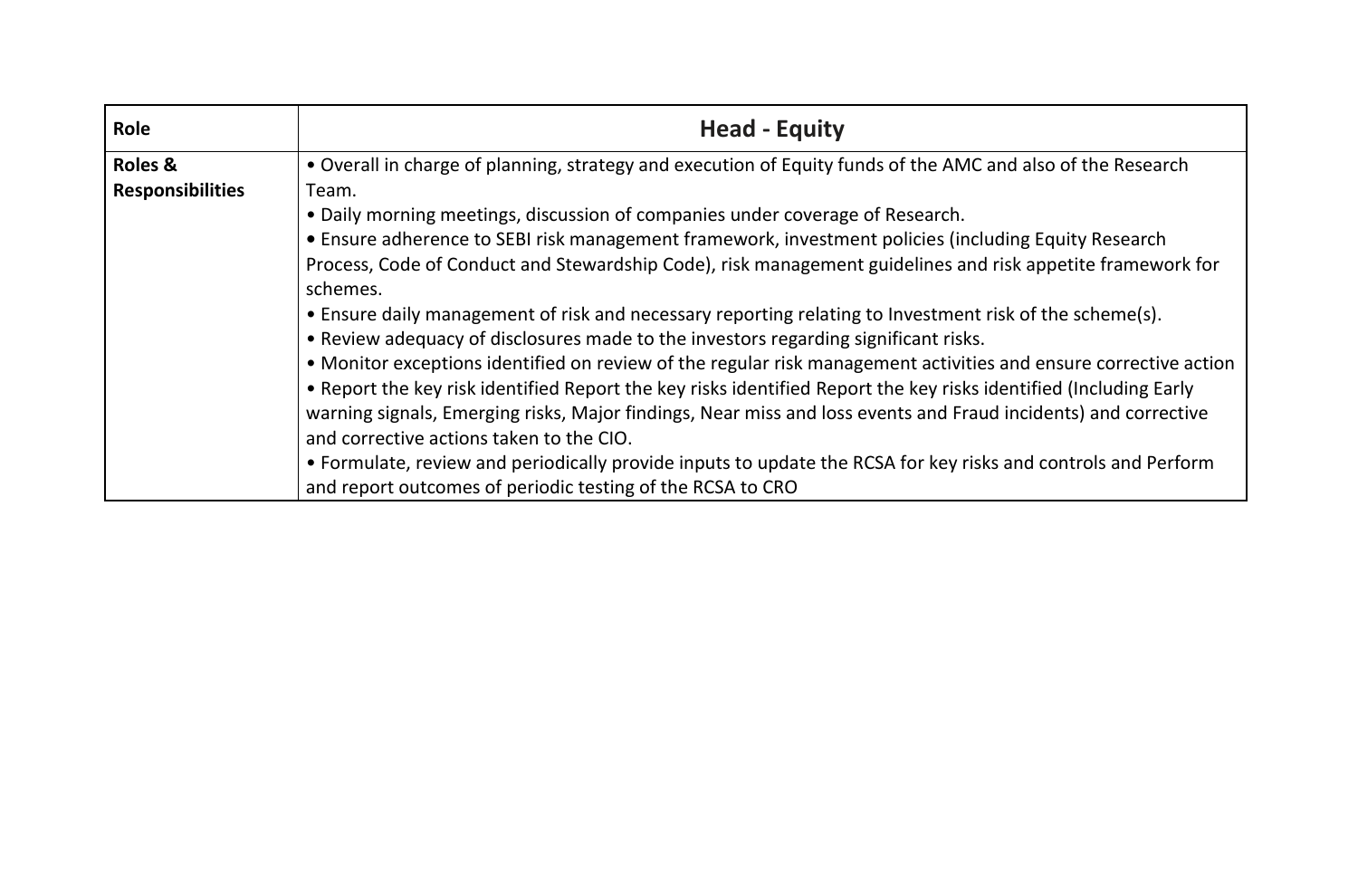| **Role** | **Head - Equity** |
|---|---|
| **Roles & Responsibilities** | • Overall in charge of planning, strategy and execution of Equity funds of the AMC and also of the Research Team.<br>• Daily morning meetings, discussion of companies under coverage of Research.<br>• Ensure adherence to SEBI risk management framework, investment policies (including Equity Research Process, Code of Conduct and Stewardship Code), risk management guidelines and risk appetite framework for schemes.<br>• Ensure daily management of risk and necessary reporting relating to Investment risk of the scheme(s).<br>• Review adequacy of disclosures made to the investors regarding significant risks.<br>• Monitor exceptions identified on review of the regular risk management activities and ensure corrective action<br>• Report the key risk identified Report the key risks identified Report the key risks identified (Including Early warning signals, Emerging risks, Major findings, Near miss and loss events and Fraud incidents) and corrective and corrective actions taken to the CIO.<br>• Formulate, review and periodically provide inputs to update the RCSA for key risks and controls and Perform and report outcomes of periodic testing of the RCSA to CRO |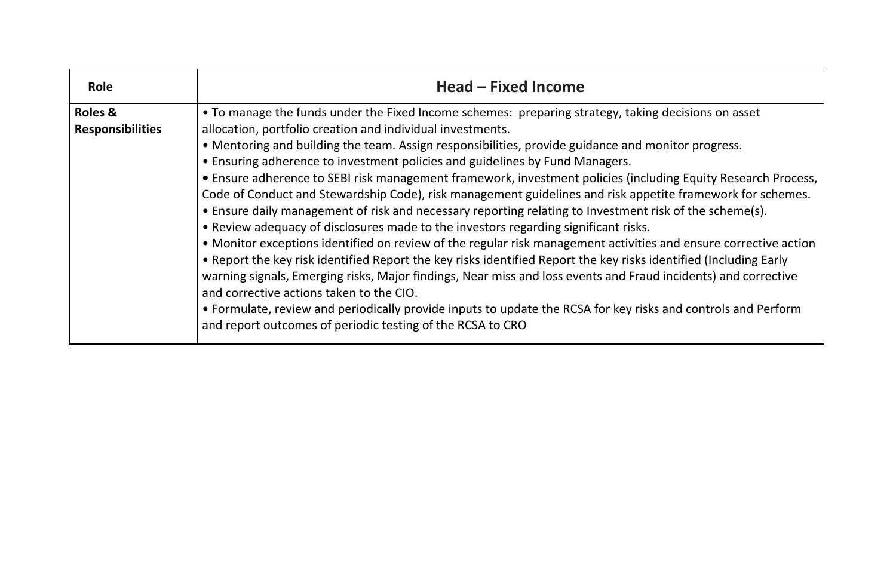| Role | Head – Fixed Income |
| --- | --- |
| Roles & Responsibilities | • To manage the funds under the Fixed Income schemes: preparing strategy, taking decisions on asset allocation, portfolio creation and individual investments.<br>• Mentoring and building the team. Assign responsibilities, provide guidance and monitor progress.<br>• Ensuring adherence to investment policies and guidelines by Fund Managers.<br>• Ensure adherence to SEBI risk management framework, investment policies (including Equity Research Process, Code of Conduct and Stewardship Code), risk management guidelines and risk appetite framework for schemes.<br>• Ensure daily management of risk and necessary reporting relating to Investment risk of the scheme(s).<br>• Review adequacy of disclosures made to the investors regarding significant risks.<br>• Monitor exceptions identified on review of the regular risk management activities and ensure corrective action<br>• Report the key risk identified Report the key risks identified Report the key risks identified (Including Early warning signals, Emerging risks, Major findings, Near miss and loss events and Fraud incidents) and corrective and corrective actions taken to the CIO.<br>• Formulate, review and periodically provide inputs to update the RCSA for key risks and controls and Perform and report outcomes of periodic testing of the RCSA to CRO |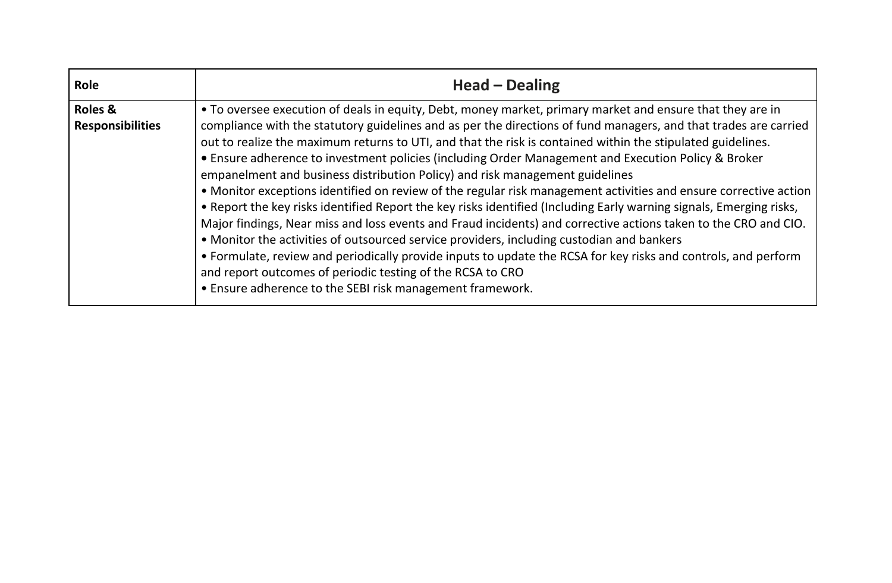| Role | Head – Dealing |
| --- | --- |
| Roles & Responsibilities | • To oversee execution of deals in equity, Debt, money market, primary market and ensure that they are in compliance with the statutory guidelines and as per the directions of fund managers, and that trades are carried out to realize the maximum returns to UTI, and that the risk is contained within the stipulated guidelines.<br>• Ensure adherence to investment policies (including Order Management and Execution Policy & Broker empanelment and business distribution Policy) and risk management guidelines<br>• Monitor exceptions identified on review of the regular risk management activities and ensure corrective action<br>• Report the key risks identified Report the key risks identified (Including Early warning signals, Emerging risks, Major findings, Near miss and loss events and Fraud incidents) and corrective actions taken to the CRO and CIO.<br>• Monitor the activities of outsourced service providers, including custodian and bankers<br>• Formulate, review and periodically provide inputs to update the RCSA for key risks and controls, and perform and report outcomes of periodic testing of the RCSA to CRO<br>• Ensure adherence to the SEBI risk management framework. |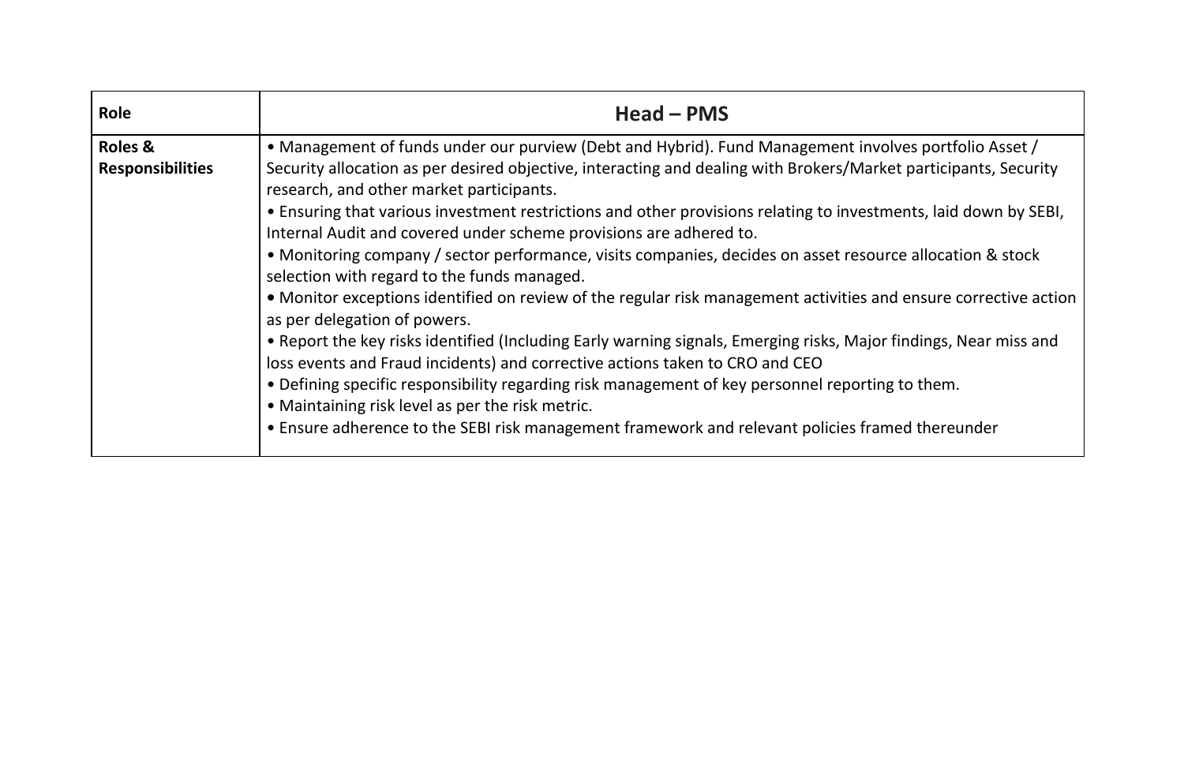| Role | Head – PMS |
|---|---|
| **Roles & Responsibilities** | • Management of funds under our purview (Debt and Hybrid). Fund Management involves portfolio Asset / Security allocation as per desired objective, interacting and dealing with Brokers/Market participants, Security research, and other market participants.<br>• Ensuring that various investment restrictions and other provisions relating to investments, laid down by SEBI, Internal Audit and covered under scheme provisions are adhered to.<br>• Monitoring company / sector performance, visits companies, decides on asset resource allocation & stock selection with regard to the funds managed.<br>• Monitor exceptions identified on review of the regular risk management activities and ensure corrective action as per delegation of powers.<br>• Report the key risks identified (Including Early warning signals, Emerging risks, Major findings, Near miss and loss events and Fraud incidents) and corrective actions taken to CRO and CEO<br>• Defining specific responsibility regarding risk management of key personnel reporting to them.<br>• Maintaining risk level as per the risk metric.<br>• Ensure adherence to the SEBI risk management framework and relevant policies framed thereunder |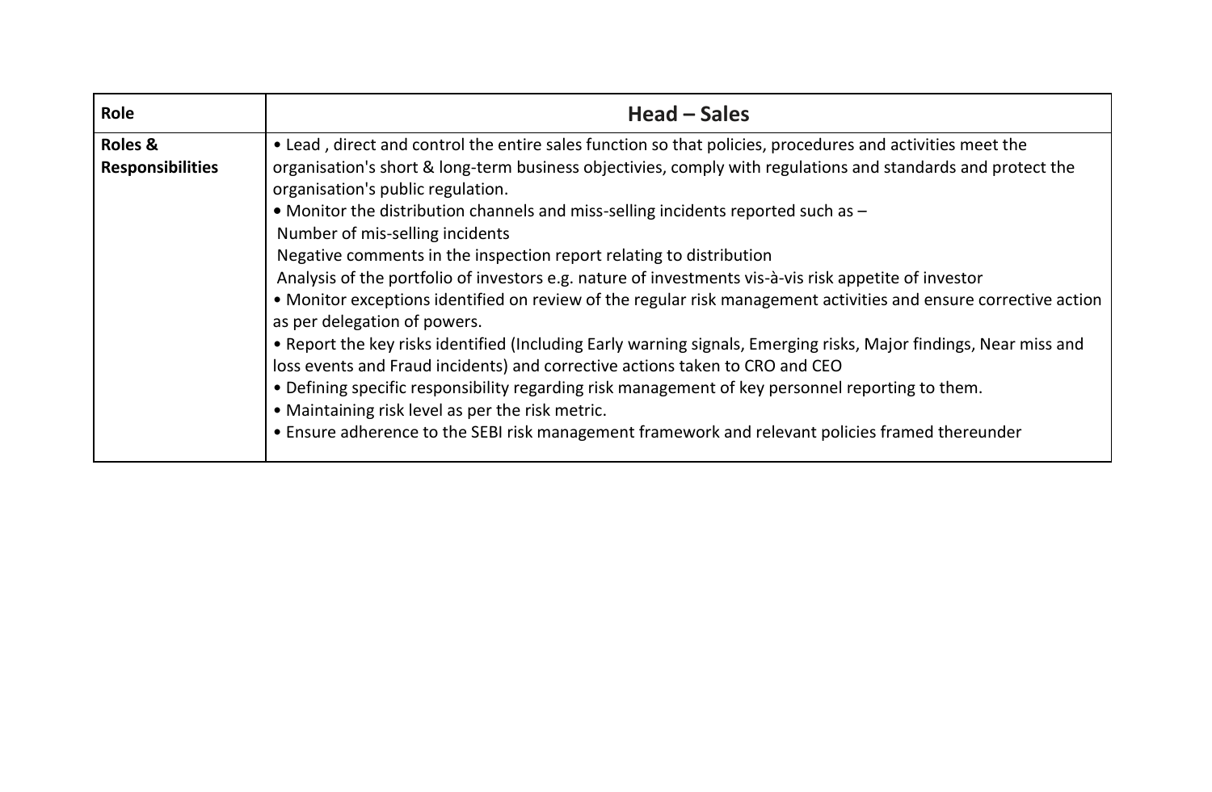| Role | Head – Sales |
|---|---|
| Roles & Responsibilities | • Lead , direct and control the entire sales function so that policies, procedures and activities meet the organisation's short & long-term business objectivies, comply with regulations and standards and protect the organisation's public regulation.<br>• Monitor the distribution channels and miss-selling incidents reported such as –<br>Number of mis-selling incidents<br>Negative comments in the inspection report relating to distribution<br>Analysis of the portfolio of investors e.g. nature of investments vis-à-vis risk appetite of investor<br>• Monitor exceptions identified on review of the regular risk management activities and ensure corrective action as per delegation of powers.<br>• Report the key risks identified (Including Early warning signals, Emerging risks, Major findings, Near miss and loss events and Fraud incidents) and corrective actions taken to CRO and CEO<br>• Defining specific responsibility regarding risk management of key personnel reporting to them.<br>• Maintaining risk level as per the risk metric.<br>• Ensure adherence to the SEBI risk management framework and relevant policies framed thereunder |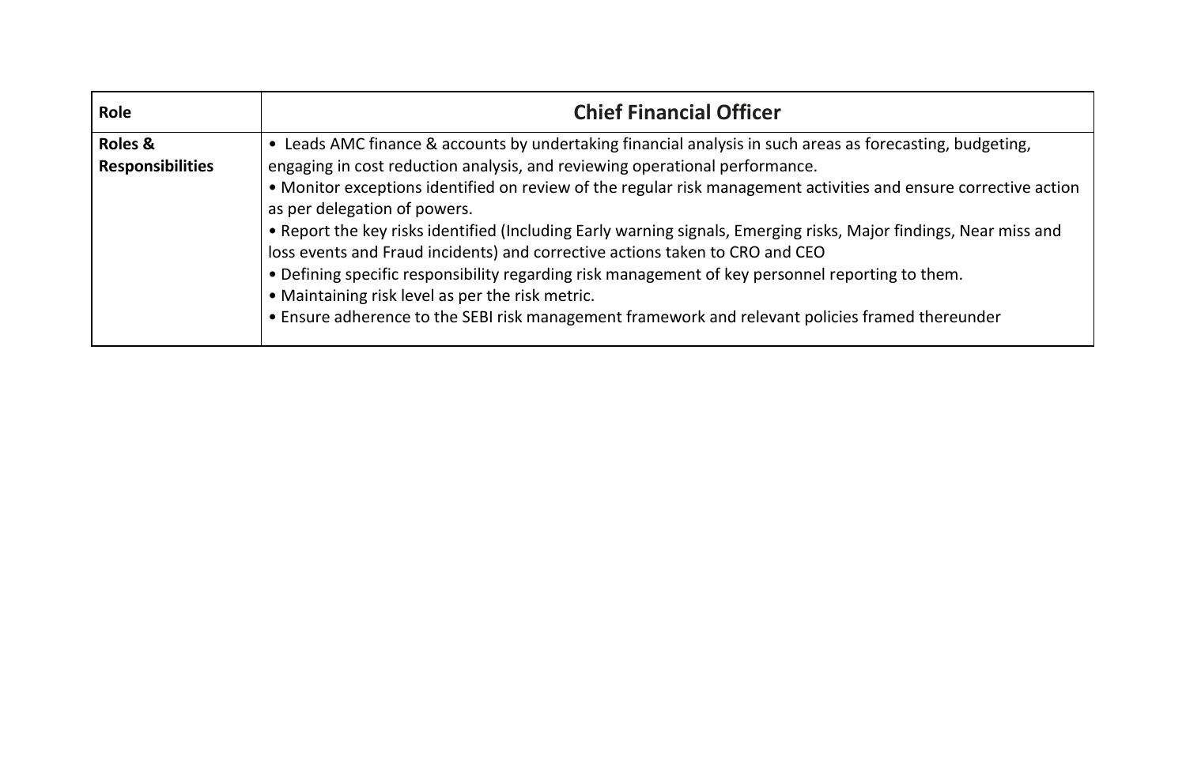| Role | Chief Financial Officer |
|---|---|
| Roles & Responsibilities | • Leads AMC finance & accounts by undertaking financial analysis in such areas as forecasting, budgeting, engaging in cost reduction analysis, and reviewing operational performance.<br>• Monitor exceptions identified on review of the regular risk management activities and ensure corrective action as per delegation of powers.<br>• Report the key risks identified (Including Early warning signals, Emerging risks, Major findings, Near miss and loss events and Fraud incidents) and corrective actions taken to CRO and CEO<br>• Defining specific responsibility regarding risk management of key personnel reporting to them.<br>• Maintaining risk level as per the risk metric.<br>• Ensure adherence to the SEBI risk management framework and relevant policies framed thereunder |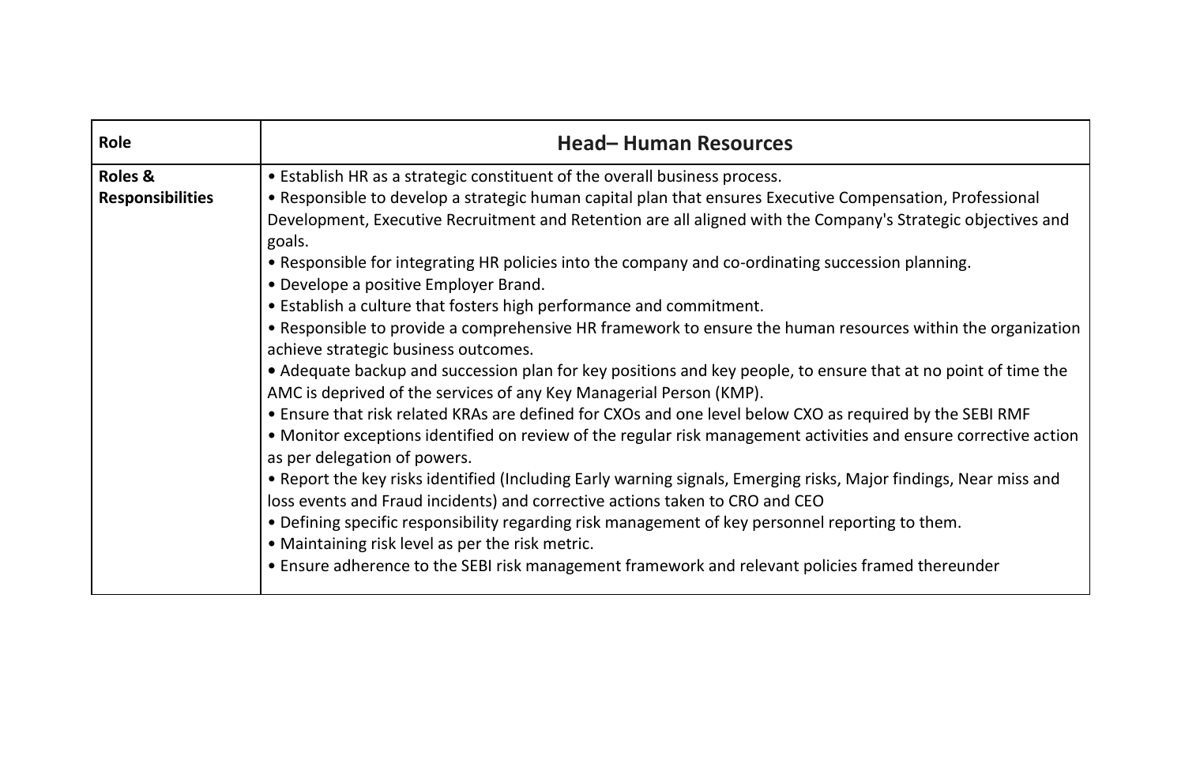| Role | **Head– Human Resources** |
| --- | --- |
| **Roles & Responsibilities** | • Establish HR as a strategic constituent of the overall business process.<br>• Responsible to develop a strategic human capital plan that ensures Executive Compensation, Professional Development, Executive Recruitment and Retention are all aligned with the Company's Strategic objectives and goals.<br>• Responsible for integrating HR policies into the company and co-ordinating succession planning.<br>• Develope a positive Employer Brand.<br>• Establish a culture that fosters high performance and commitment.<br>• Responsible to provide a comprehensive HR framework to ensure the human resources within the organization achieve strategic business outcomes.<br>• Adequate backup and succession plan for key positions and key people, to ensure that at no point of time the AMC is deprived of the services of any Key Managerial Person (KMP).<br>• Ensure that risk related KRAs are defined for CXOs and one level below CXO as required by the SEBI RMF<br>• Monitor exceptions identified on review of the regular risk management activities and ensure corrective action as per delegation of powers.<br>• Report the key risks identified (Including Early warning signals, Emerging risks, Major findings, Near miss and loss events and Fraud incidents) and corrective actions taken to CRO and CEO<br>• Defining specific responsibility regarding risk management of key personnel reporting to them.<br>• Maintaining risk level as per the risk metric.<br>• Ensure adherence to the SEBI risk management framework and relevant policies framed thereunder |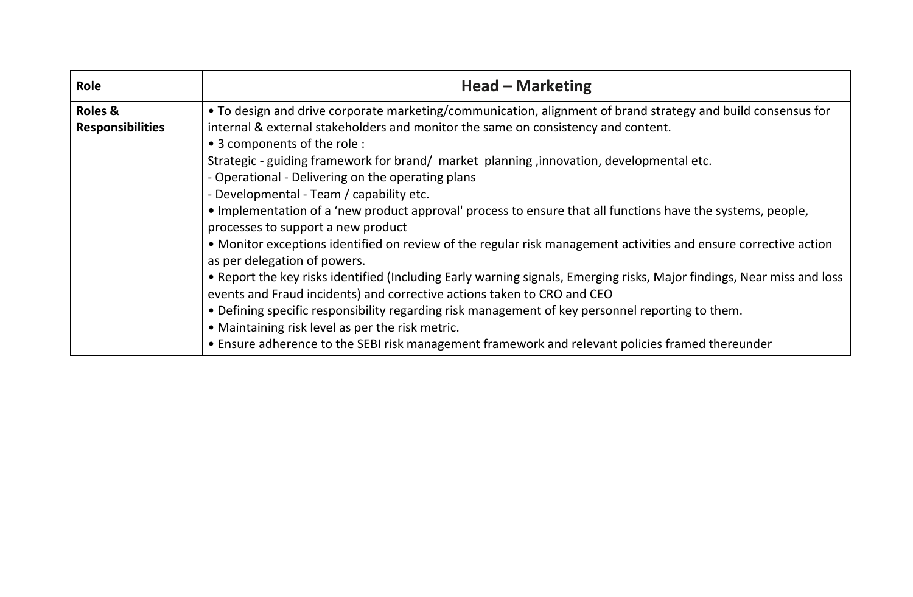| Role | Head – Marketing |
| --- | --- |
| Roles & Responsibilities | • To design and drive corporate marketing/communication, alignment of brand strategy and build consensus for internal & external stakeholders and monitor the same on consistency and content.<br>• 3 components of the role :<br>Strategic - guiding framework for brand/ market planning ,innovation, developmental etc.<br>- Operational - Delivering on the operating plans<br>- Developmental - Team / capability etc.<br>• Implementation of a 'new product approval' process to ensure that all functions have the systems, people, processes to support a new product<br>• Monitor exceptions identified on review of the regular risk management activities and ensure corrective action as per delegation of powers.<br>• Report the key risks identified (Including Early warning signals, Emerging risks, Major findings, Near miss and loss events and Fraud incidents) and corrective actions taken to CRO and CEO<br>• Defining specific responsibility regarding risk management of key personnel reporting to them.<br>• Maintaining risk level as per the risk metric.<br>• Ensure adherence to the SEBI risk management framework and relevant policies framed thereunder |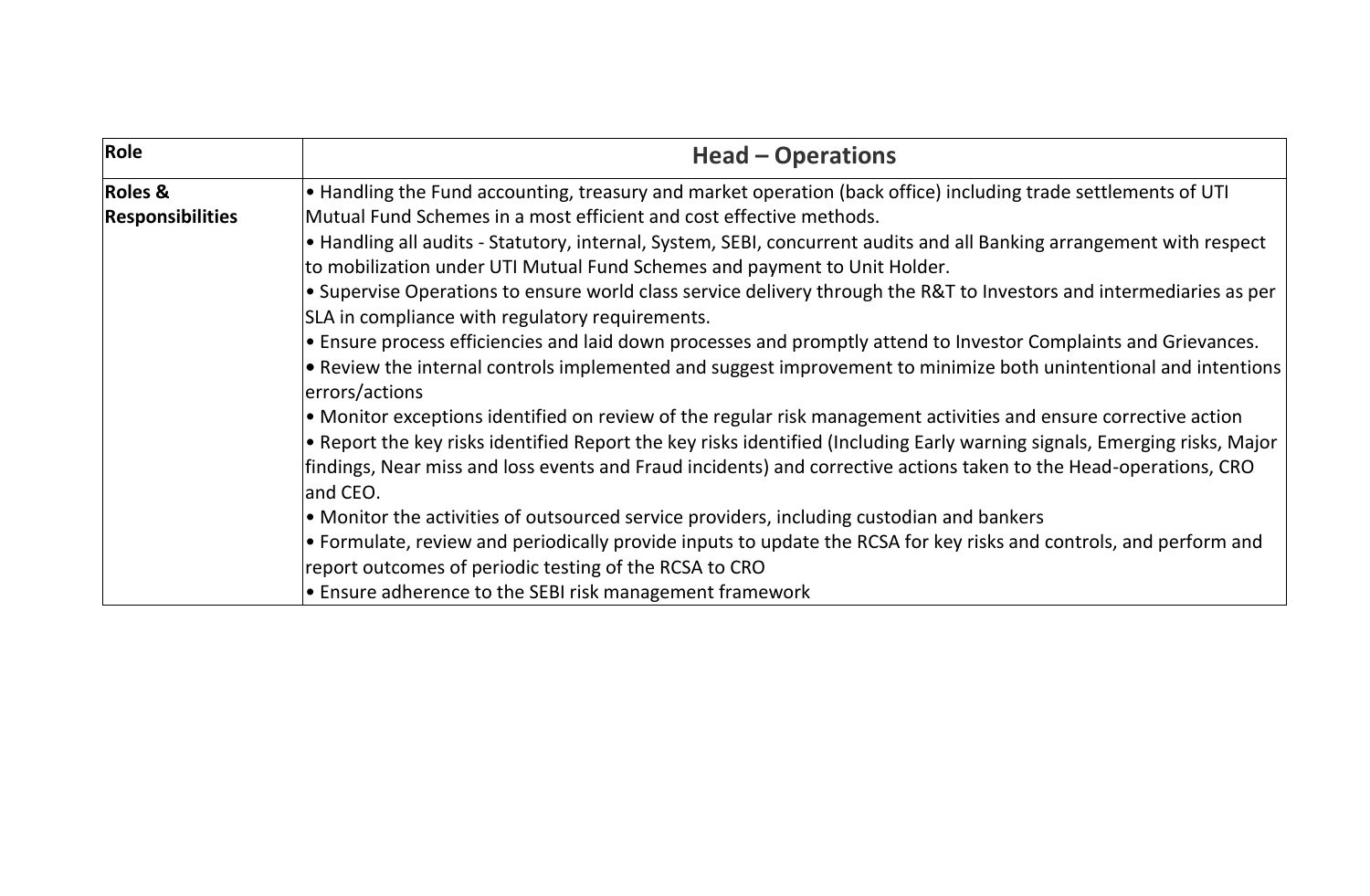| Role | Head – Operations |
| --- | --- |
| Roles & Responsibilities | • Handling the Fund accounting, treasury and market operation (back office) including trade settlements of UTI Mutual Fund Schemes in a most efficient and cost effective methods.<br>• Handling all audits - Statutory, internal, System, SEBI, concurrent audits and all Banking arrangement with respect to mobilization under UTI Mutual Fund Schemes and payment to Unit Holder.<br>• Supervise Operations to ensure world class service delivery through the R&T to Investors and intermediaries as per SLA in compliance with regulatory requirements.<br>• Ensure process efficiencies and laid down processes and promptly attend to Investor Complaints and Grievances.<br>• Review the internal controls implemented and suggest improvement to minimize both unintentional and intentions errors/actions<br>• Monitor exceptions identified on review of the regular risk management activities and ensure corrective action<br>• Report the key risks identified Report the key risks identified (Including Early warning signals, Emerging risks, Major findings, Near miss and loss events and Fraud incidents) and corrective actions taken to the Head-operations, CRO and CEO.<br>• Monitor the activities of outsourced service providers, including custodian and bankers<br>• Formulate, review and periodically provide inputs to update the RCSA for key risks and controls, and perform and report outcomes of periodic testing of the RCSA to CRO<br>• Ensure adherence to the SEBI risk management framework |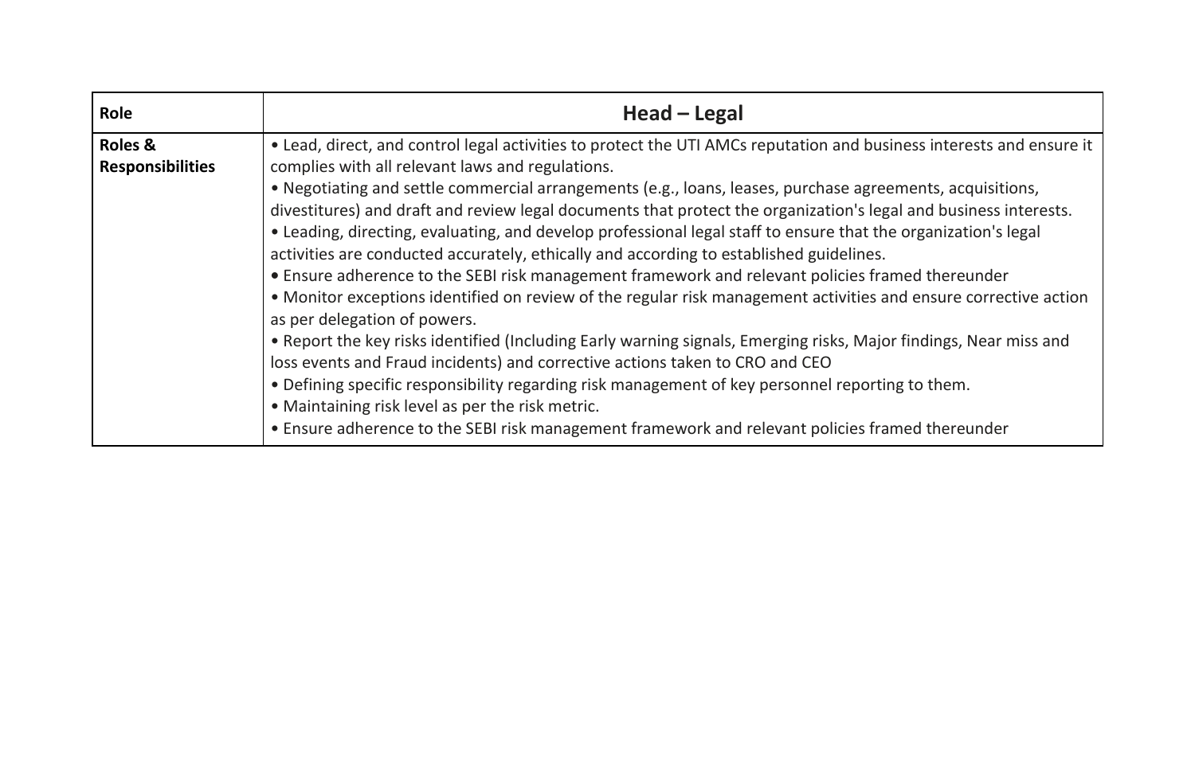| Role | Head – Legal |
|---|---|
| Roles & Responsibilities | • Lead, direct, and control legal activities to protect the UTI AMCs reputation and business interests and ensure it complies with all relevant laws and regulations.<br>• Negotiating and settle commercial arrangements (e.g., loans, leases, purchase agreements, acquisitions, divestitures) and draft and review legal documents that protect the organization's legal and business interests.<br>• Leading, directing, evaluating, and develop professional legal staff to ensure that the organization's legal activities are conducted accurately, ethically and according to established guidelines.<br>• Ensure adherence to the SEBI risk management framework and relevant policies framed thereunder<br>• Monitor exceptions identified on review of the regular risk management activities and ensure corrective action as per delegation of powers.<br>• Report the key risks identified (Including Early warning signals, Emerging risks, Major findings, Near miss and loss events and Fraud incidents) and corrective actions taken to CRO and CEO<br>• Defining specific responsibility regarding risk management of key personnel reporting to them.<br>• Maintaining risk level as per the risk metric.<br>• Ensure adherence to the SEBI risk management framework and relevant policies framed thereunder |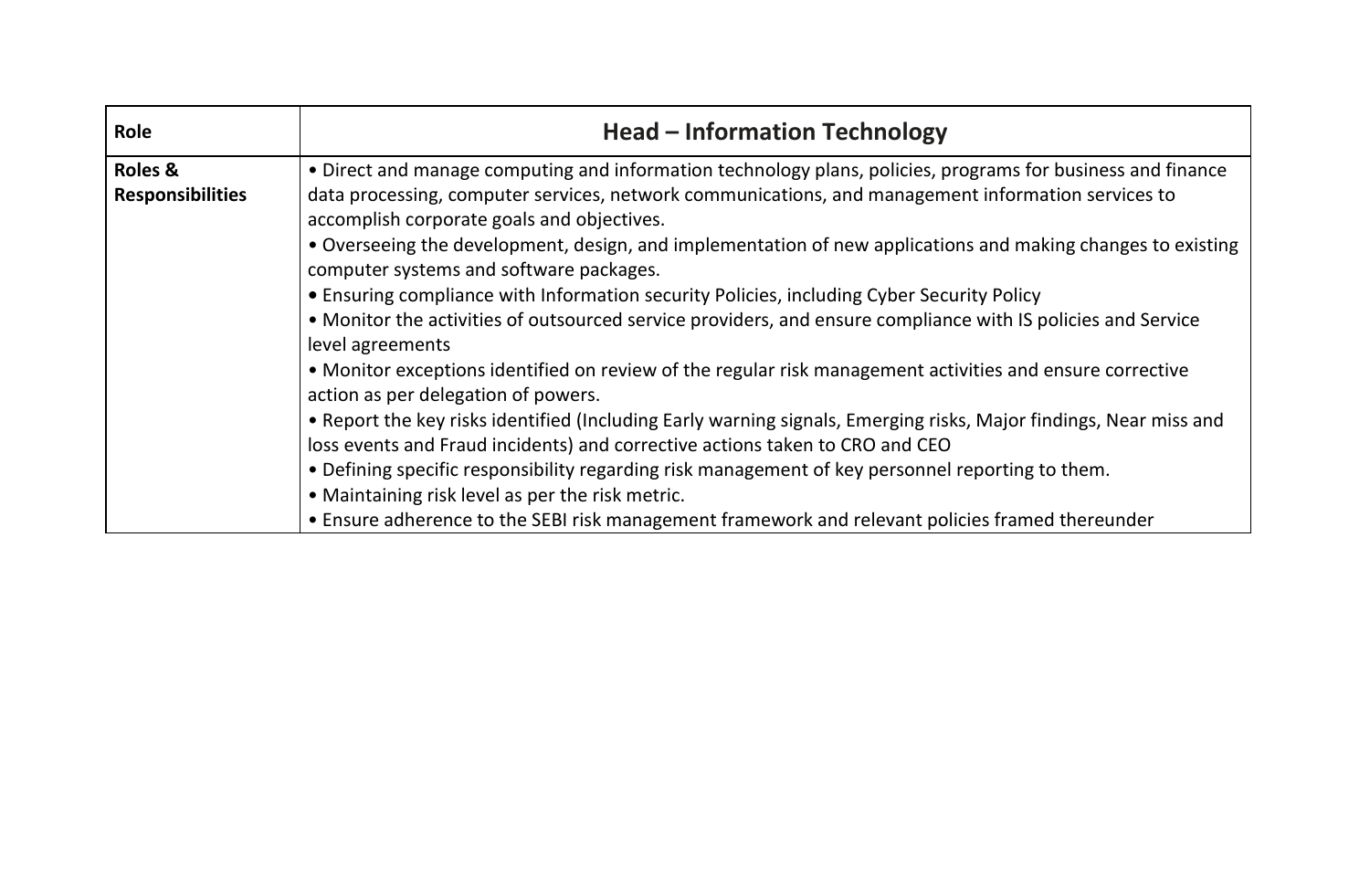| Role | Head – Information Technology |
| --- | --- |
| **Roles & Responsibilities** | • Direct and manage computing and information technology plans, policies, programs for business and finance data processing, computer services, network communications, and management information services to accomplish corporate goals and objectives.<br>• Overseeing the development, design, and implementation of new applications and making changes to existing computer systems and software packages.<br>• Ensuring compliance with Information security Policies, including Cyber Security Policy<br>• Monitor the activities of outsourced service providers, and ensure compliance with IS policies and Service level agreements<br>• Monitor exceptions identified on review of the regular risk management activities and ensure corrective action as per delegation of powers.<br>• Report the key risks identified (Including Early warning signals, Emerging risks, Major findings, Near miss and loss events and Fraud incidents) and corrective actions taken to CRO and CEO<br>• Defining specific responsibility regarding risk management of key personnel reporting to them.<br>• Maintaining risk level as per the risk metric.<br>• Ensure adherence to the SEBI risk management framework and relevant policies framed thereunder |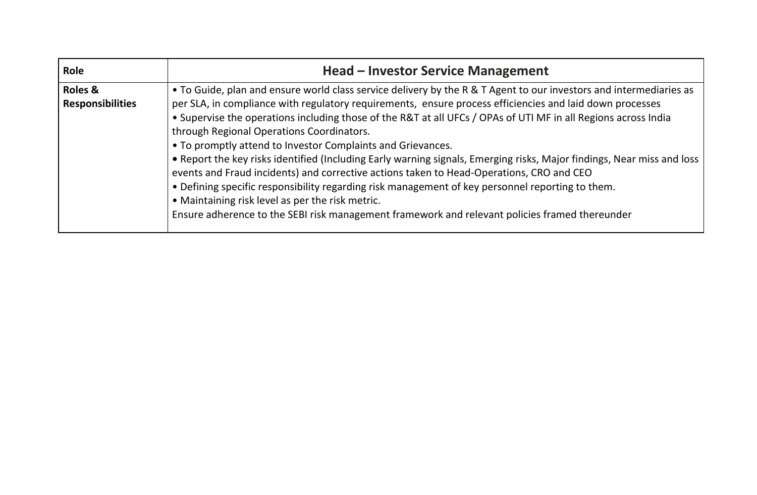| Role | Head – Investor Service Management |
| --- | --- |
| Roles & Responsibilities | • To Guide, plan and ensure world class service delivery by the R & T Agent to our investors and intermediaries as per SLA, in compliance with regulatory requirements, ensure process efficiencies and laid down processes<br>• Supervise the operations including those of the R&T at all UFCs / OPAs of UTI MF in all Regions across India through Regional Operations Coordinators.<br>• To promptly attend to Investor Complaints and Grievances.<br>• Report the key risks identified (Including Early warning signals, Emerging risks, Major findings, Near miss and loss events and Fraud incidents) and corrective actions taken to Head-Operations, CRO and CEO<br>• Defining specific responsibility regarding risk management of key personnel reporting to them.<br>• Maintaining risk level as per the risk metric.<br>Ensure adherence to the SEBI risk management framework and relevant policies framed thereunder |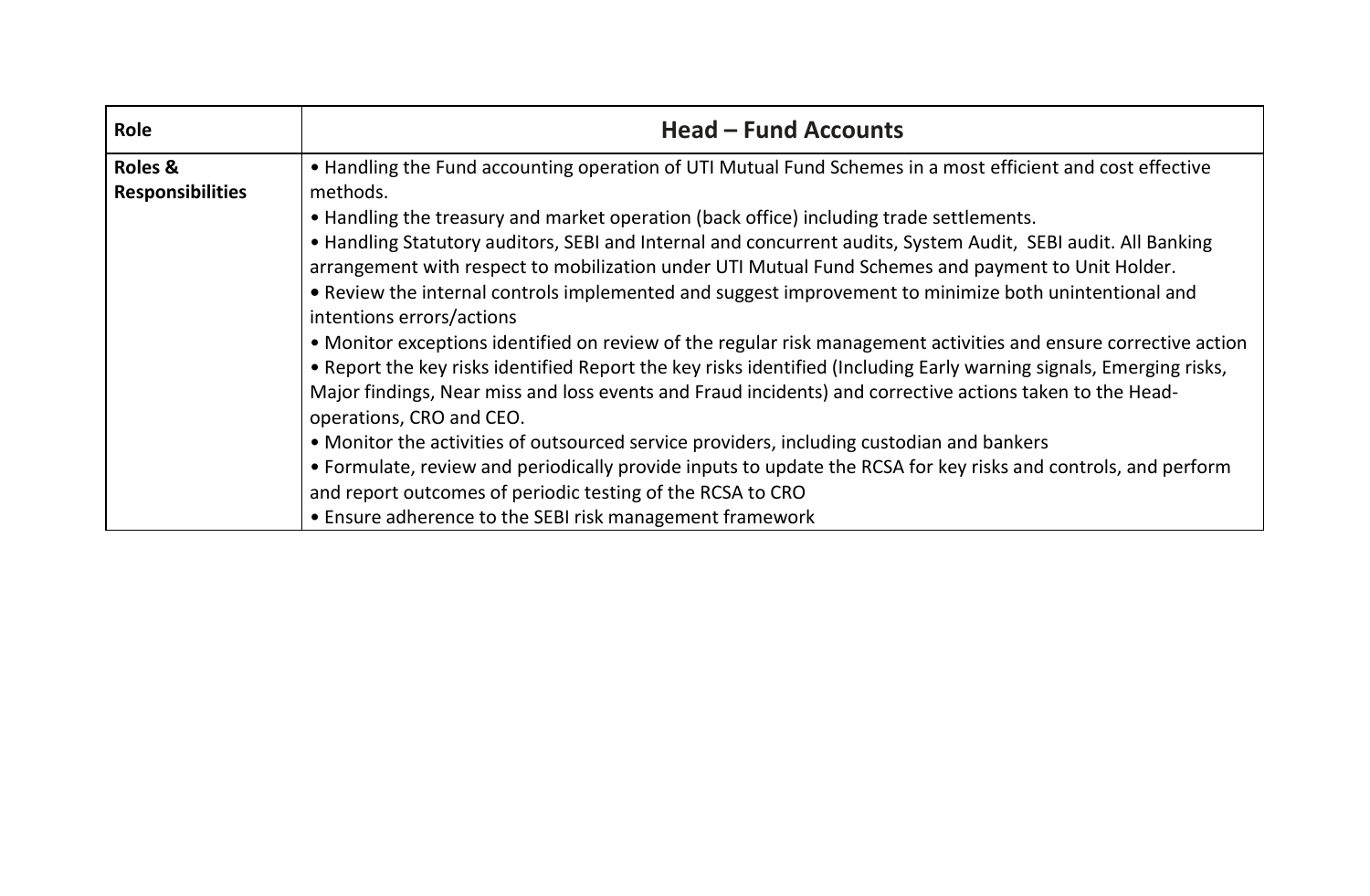| Role | Head – Fund Accounts |
| --- | --- |
| **Roles & Responsibilities** | • Handling the Fund accounting operation of UTI Mutual Fund Schemes in a most efficient and cost effective methods.<br>• Handling the treasury and market operation (back office) including trade settlements.<br>• Handling Statutory auditors, SEBI and Internal and concurrent audits, System Audit, SEBI audit. All Banking arrangement with respect to mobilization under UTI Mutual Fund Schemes and payment to Unit Holder.<br>• Review the internal controls implemented and suggest improvement to minimize both unintentional and intentions errors/actions<br>• Monitor exceptions identified on review of the regular risk management activities and ensure corrective action<br>• Report the key risks identified Report the key risks identified (Including Early warning signals, Emerging risks, Major findings, Near miss and loss events and Fraud incidents) and corrective actions taken to the Head-operations, CRO and CEO.<br>• Monitor the activities of outsourced service providers, including custodian and bankers<br>• Formulate, review and periodically provide inputs to update the RCSA for key risks and controls, and perform and report outcomes of periodic testing of the RCSA to CRO<br>• Ensure adherence to the SEBI risk management framework |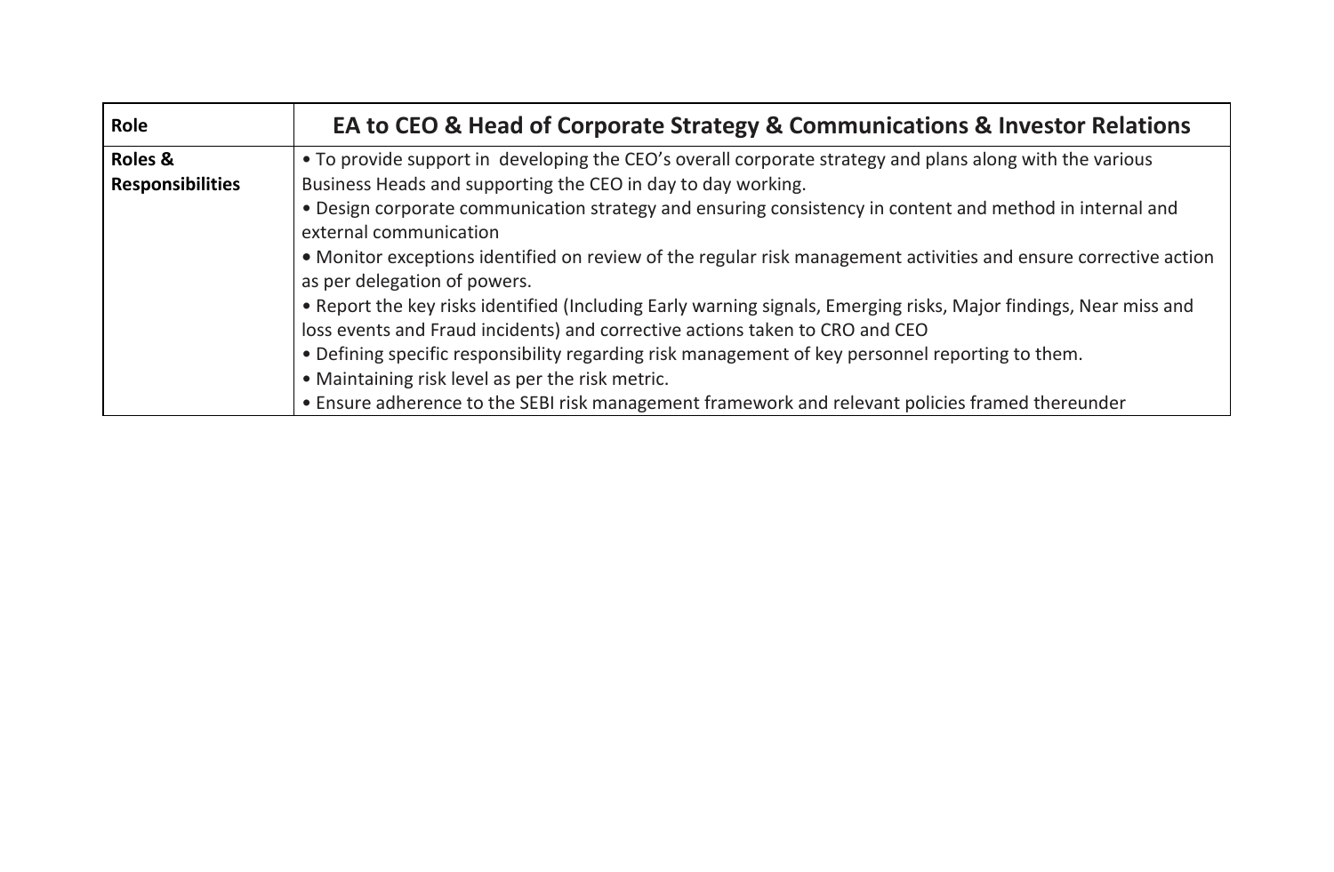| **Role** | **EA to CEO & Head of Corporate Strategy & Communications & Investor Relations** |
|---|---|
| **Roles & Responsibilities** | • To provide support in developing the CEO's overall corporate strategy and plans along with the various Business Heads and supporting the CEO in day to day working.<br>• Design corporate communication strategy and ensuring consistency in content and method in internal and external communication<br>• Monitor exceptions identified on review of the regular risk management activities and ensure corrective action as per delegation of powers.<br>• Report the key risks identified (Including Early warning signals, Emerging risks, Major findings, Near miss and loss events and Fraud incidents) and corrective actions taken to CRO and CEO<br>• Defining specific responsibility regarding risk management of key personnel reporting to them.<br>• Maintaining risk level as per the risk metric.<br>• Ensure adherence to the SEBI risk management framework and relevant policies framed thereunder |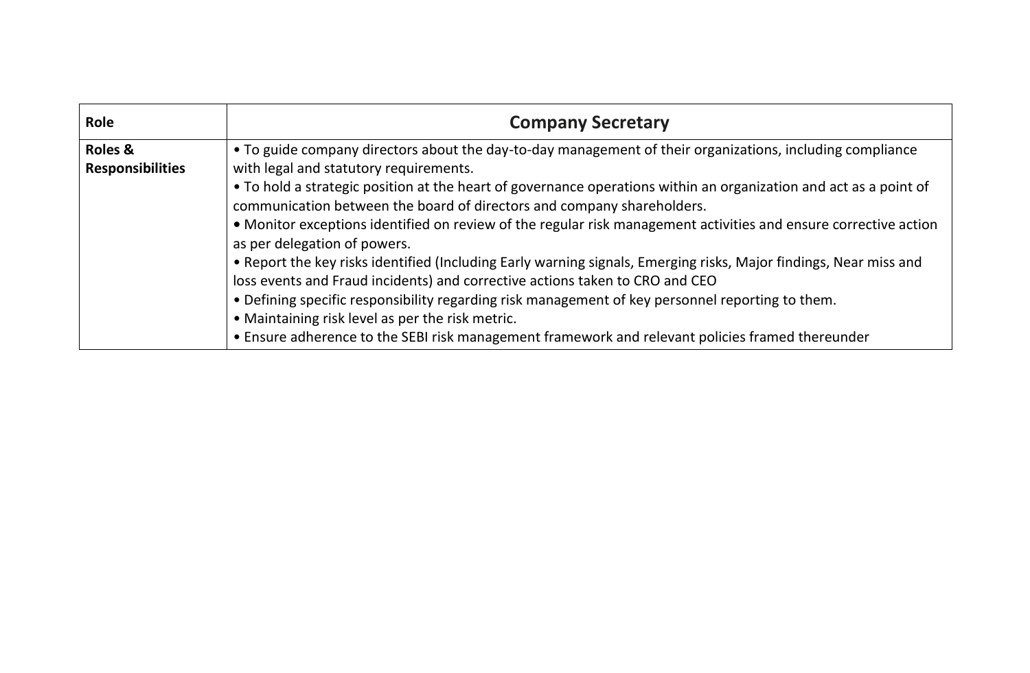| Role | Company Secretary |
|---|---|
| Roles & Responsibilities | • To guide company directors about the day-to-day management of their organizations, including compliance with legal and statutory requirements.<br>• To hold a strategic position at the heart of governance operations within an organization and act as a point of communication between the board of directors and company shareholders.<br>• Monitor exceptions identified on review of the regular risk management activities and ensure corrective action as per delegation of powers.<br>• Report the key risks identified (Including Early warning signals, Emerging risks, Major findings, Near miss and loss events and Fraud incidents) and corrective actions taken to CRO and CEO<br>• Defining specific responsibility regarding risk management of key personnel reporting to them.<br>• Maintaining risk level as per the risk metric.<br>• Ensure adherence to the SEBI risk management framework and relevant policies framed thereunder |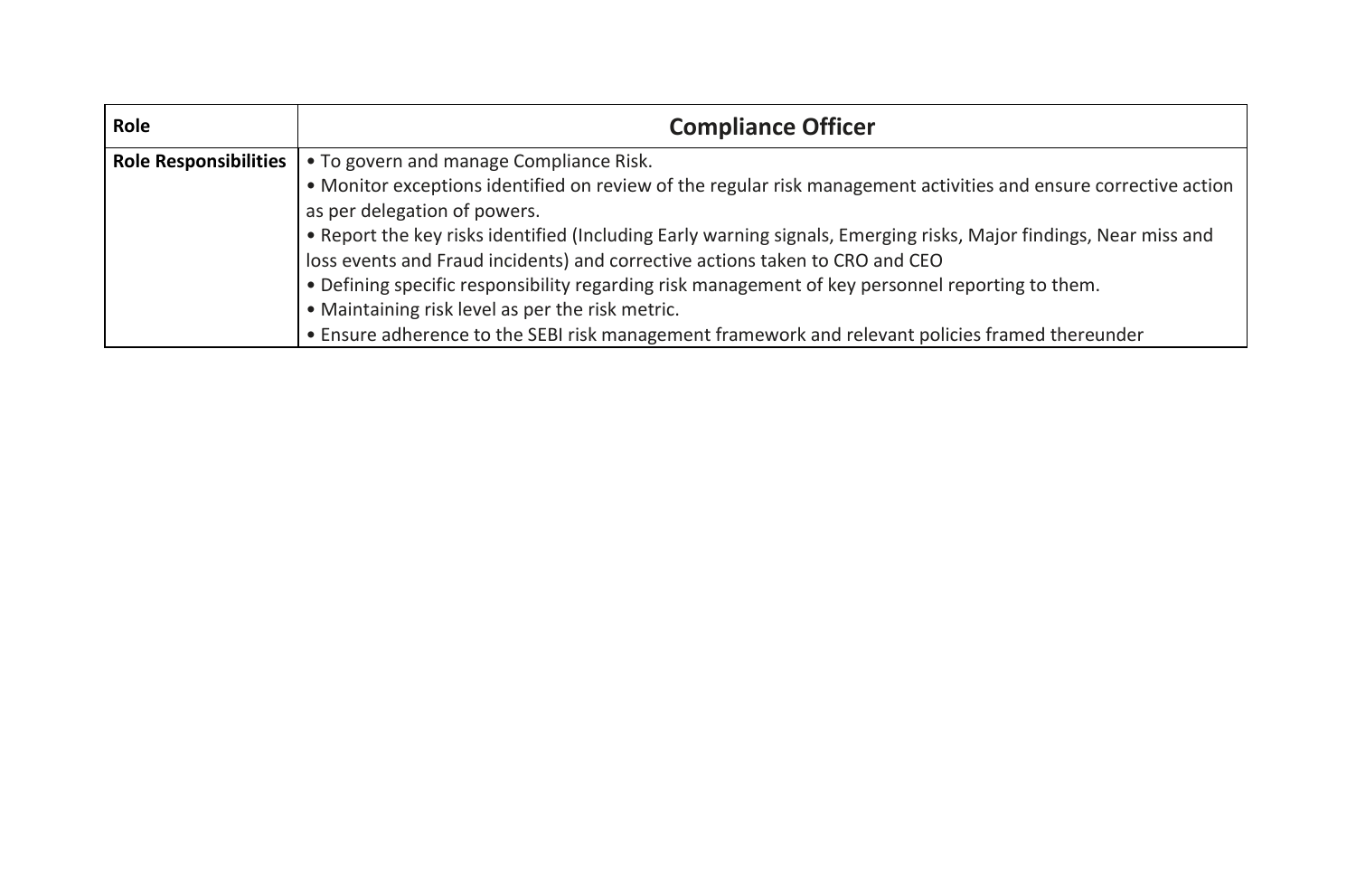| **Role** | **Compliance Officer** |
|---|---|
| **Role Responsibilities** | • To govern and manage Compliance Risk.<br>• Monitor exceptions identified on review of the regular risk management activities and ensure corrective action as per delegation of powers.<br>• Report the key risks identified (Including Early warning signals, Emerging risks, Major findings, Near miss and loss events and Fraud incidents) and corrective actions taken to CRO and CEO<br>• Defining specific responsibility regarding risk management of key personnel reporting to them.<br>• Maintaining risk level as per the risk metric.<br>• Ensure adherence to the SEBI risk management framework and relevant policies framed thereunder |